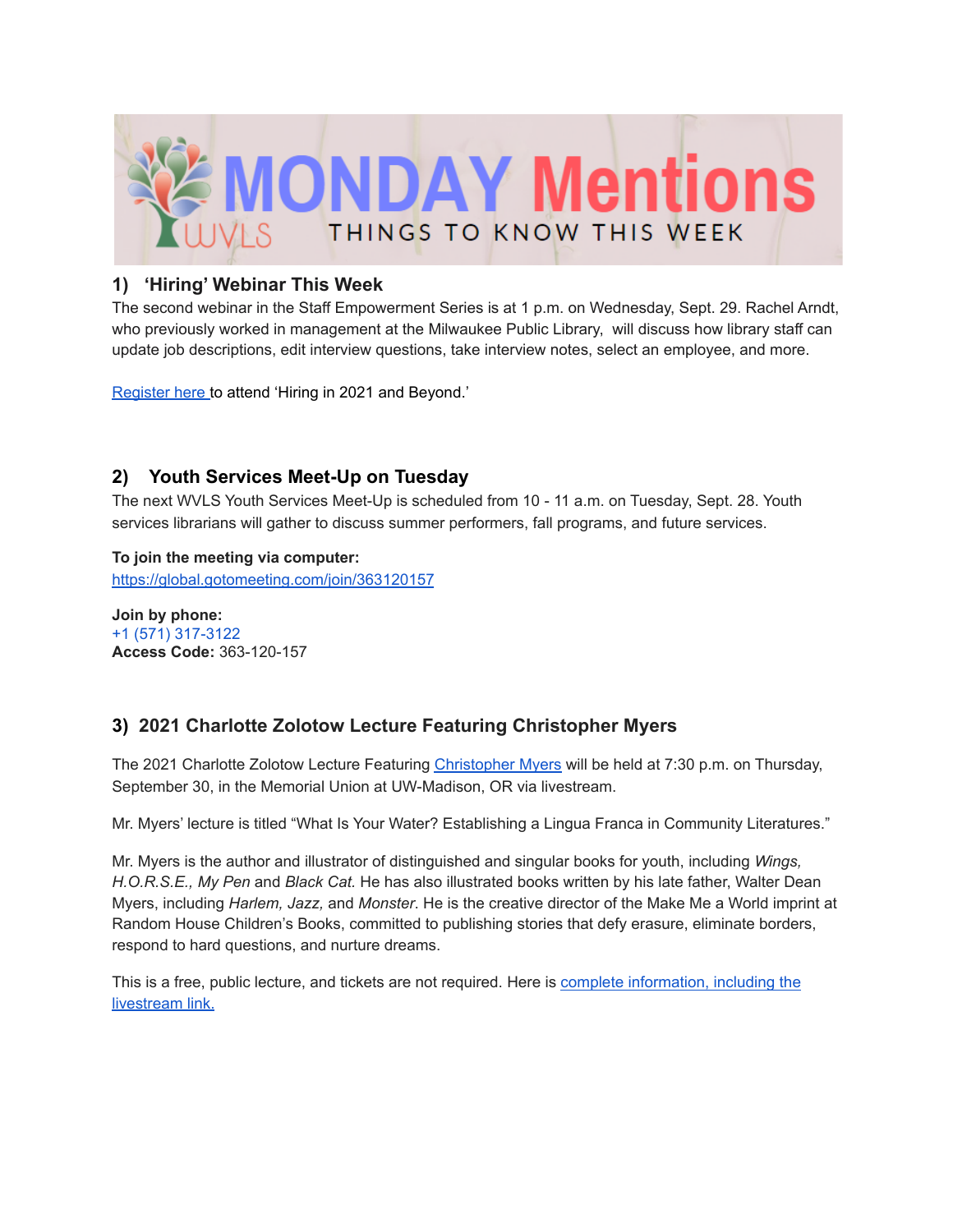# MONDAY Mentions

WVLS

THINGS TO KNOW THIS WEEK

## 1) 'Hiring' Webinar This Week

The second webinar in the Staff Empowerment Series is at 1 p.m. on Wednesday, Sept. 29. Rachel Arndt, who previously worked in management at the Milwaukee Public Library, will discuss how library staff can update job descriptions, edit interview questions, take interview notes, select an employee, and more.

Register here to attend 'Hiring in 2021 and Beyond.'

## 2) Youth Services Meet-Up on Tuesday

The next WVLS Youth Services Meet-Up is scheduled from 10 - 11 a.m. on Tuesday, Sept. 28. Youth services librarians will gather to discuss summer performers, fall programs, and future services.

**To join the meeting via computer:**
https://global.gotomeeting.com/join/363120157

**Join by phone:**
+1 (571) 317-3122
**Access Code:** 363-120-157

## 3) 2021 Charlotte Zolotow Lecture Featuring Christopher Myers

The 2021 Charlotte Zolotow Lecture Featuring Christopher Myers will be held at 7:30 p.m. on Thursday, September 30, in the Memorial Union at UW-Madison, OR via livestream.

Mr. Myers' lecture is titled "What Is Your Water? Establishing a Lingua Franca in Community Literatures."

Mr. Myers is the author and illustrator of distinguished and singular books for youth, including *Wings, H.O.R.S.E., My Pen* and *Black Cat*. He has also illustrated books written by his late father, Walter Dean Myers, including *Harlem, Jazz,* and *Monster*. He is the creative director of the Make Me a World imprint at Random House Children's Books, committed to publishing stories that defy erasure, eliminate borders, respond to hard questions, and nurture dreams.

This is a free, public lecture, and tickets are not required. Here is complete information, including the livestream link.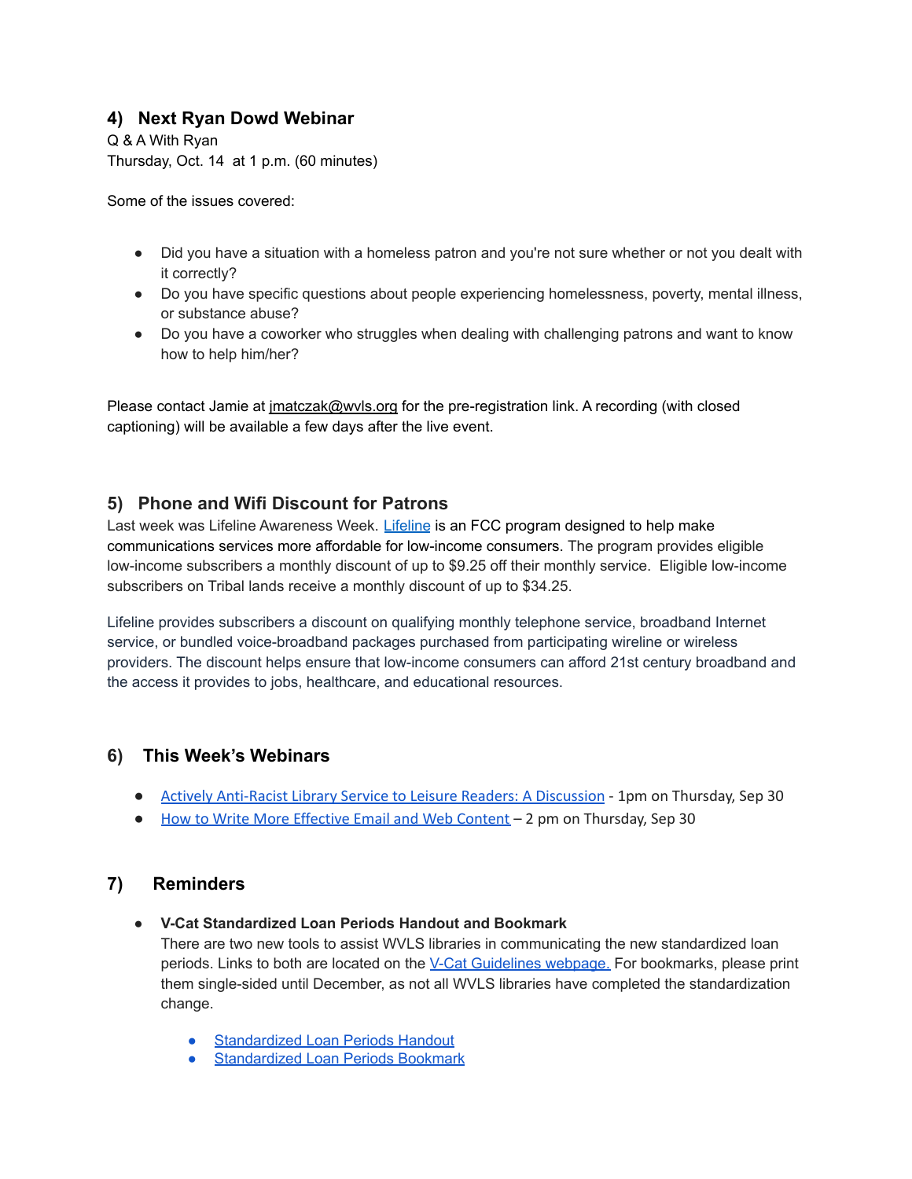## 4) Next Ryan Dowd Webinar

Q & A With Ryan
Thursday, Oct. 14 at 1 p.m. (60 minutes)

Some of the issues covered:

- Did you have a situation with a homeless patron and you're not sure whether or not you dealt with it correctly?
- Do you have specific questions about people experiencing homelessness, poverty, mental illness, or substance abuse?
- Do you have a coworker who struggles when dealing with challenging patrons and want to know how to help him/her?

Please contact Jamie at jmatczak@wvls.org for the pre-registration link. A recording (with closed captioning) will be available a few days after the live event.

## 5) Phone and Wifi Discount for Patrons

Last week was Lifeline Awareness Week. Lifeline is an FCC program designed to help make communications services more affordable for low-income consumers. The program provides eligible low-income subscribers a monthly discount of up to $9.25 off their monthly service. Eligible low-income subscribers on Tribal lands receive a monthly discount of up to $34.25.

Lifeline provides subscribers a discount on qualifying monthly telephone service, broadband Internet service, or bundled voice-broadband packages purchased from participating wireline or wireless providers. The discount helps ensure that low-income consumers can afford 21st century broadband and the access it provides to jobs, healthcare, and educational resources.

## 6) This Week's Webinars

- Actively Anti-Racist Library Service to Leisure Readers: A Discussion - 1pm on Thursday, Sep 30
- How to Write More Effective Email and Web Content – 2 pm on Thursday, Sep 30

## 7) Reminders

- **V-Cat Standardized Loan Periods Handout and Bookmark**
  There are two new tools to assist WVLS libraries in communicating the new standardized loan periods. Links to both are located on the V-Cat Guidelines webpage. For bookmarks, please print them single-sided until December, as not all WVLS libraries have completed the standardization change.
  - Standardized Loan Periods Handout
  - Standardized Loan Periods Bookmark